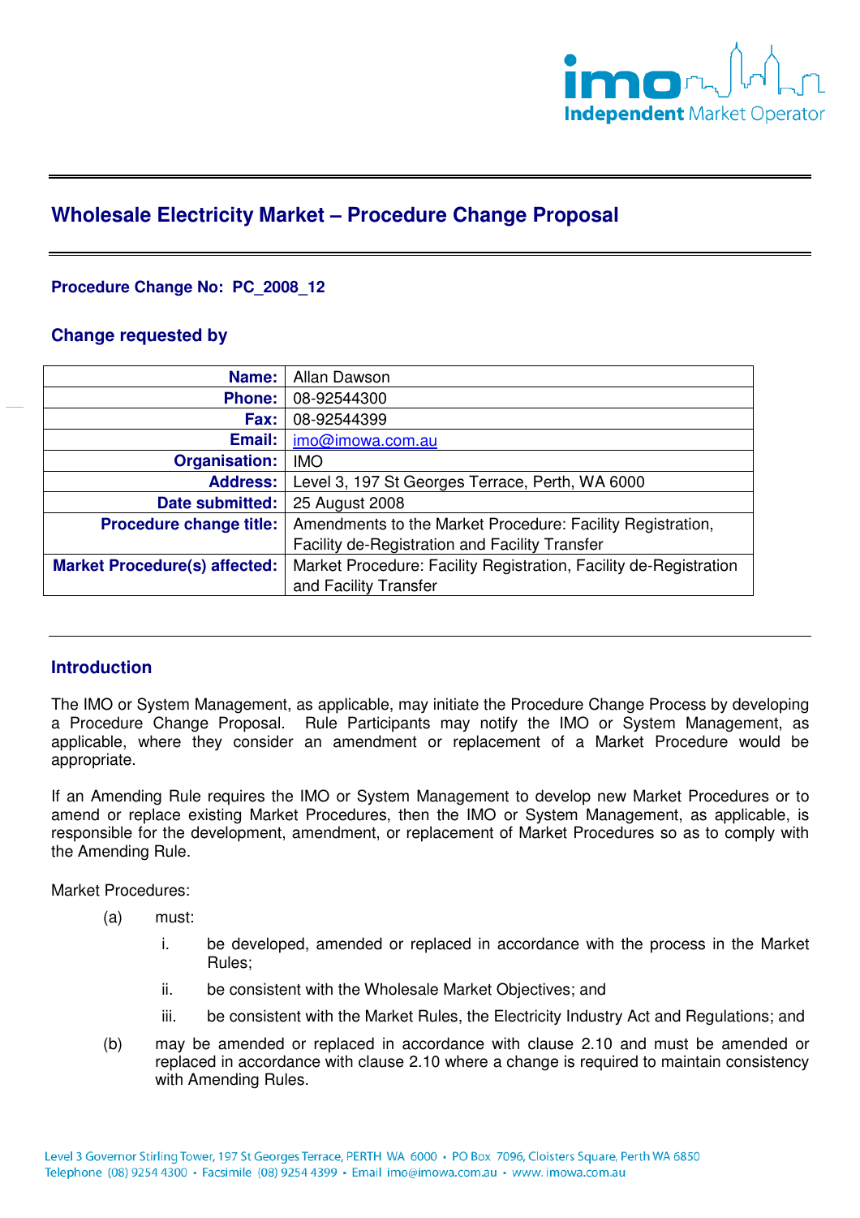## Wholesale Electricity Market – Procedure Change Proposal

**Procedure Change No: PC_2008_12**

### Change requested by

| | |
|---|---|
| **Name:** | Allan Dawson |
| **Phone:** | 08-92544300 |
| **Fax:** | 08-92544399 |
| **Email:** | imo@imowa.com.au |
| **Organisation:** | IMO |
| **Address:** | Level 3, 197 St Georges Terrace, Perth, WA 6000 |
| **Date submitted:** | 25 August 2008 |
| **Procedure change title:** | Amendments to the Market Procedure: Facility Registration, Facility de-Registration and Facility Transfer |
| **Market Procedure(s) affected:** | Market Procedure: Facility Registration, Facility de-Registration and Facility Transfer |

### Introduction

The IMO or System Management, as applicable, may initiate the Procedure Change Process by developing a Procedure Change Proposal. Rule Participants may notify the IMO or System Management, as applicable, where they consider an amendment or replacement of a Market Procedure would be appropriate.

If an Amending Rule requires the IMO or System Management to develop new Market Procedures or to amend or replace existing Market Procedures, then the IMO or System Management, as applicable, is responsible for the development, amendment, or replacement of Market Procedures so as to comply with the Amending Rule.

Market Procedures:

(a) must:

i. be developed, amended or replaced in accordance with the process in the Market Rules;

ii. be consistent with the Wholesale Market Objectives; and

iii. be consistent with the Market Rules, the Electricity Industry Act and Regulations; and

(b) may be amended or replaced in accordance with clause 2.10 and must be amended or replaced in accordance with clause 2.10 where a change is required to maintain consistency with Amending Rules.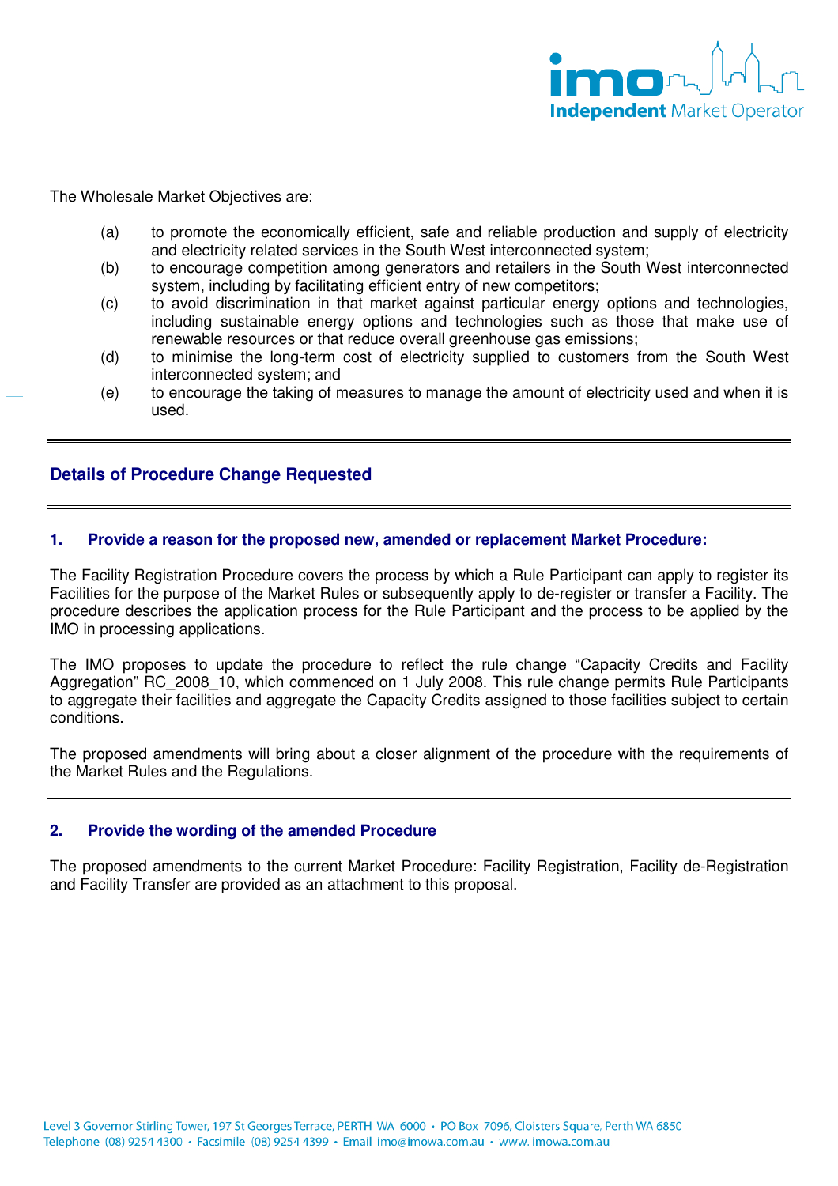The Wholesale Market Objectives are:

- (a) to promote the economically efficient, safe and reliable production and supply of electricity and electricity related services in the South West interconnected system;
- (b) to encourage competition among generators and retailers in the South West interconnected system, including by facilitating efficient entry of new competitors;
- (c) to avoid discrimination in that market against particular energy options and technologies, including sustainable energy options and technologies such as those that make use of renewable resources or that reduce overall greenhouse gas emissions;
- (d) to minimise the long-term cost of electricity supplied to customers from the South West interconnected system; and
- (e) to encourage the taking of measures to manage the amount of electricity used and when it is used.

---

## Details of Procedure Change Requested

---

### 1. Provide a reason for the proposed new, amended or replacement Market Procedure:

The Facility Registration Procedure covers the process by which a Rule Participant can apply to register its Facilities for the purpose of the Market Rules or subsequently apply to de-register or transfer a Facility. The procedure describes the application process for the Rule Participant and the process to be applied by the IMO in processing applications.

The IMO proposes to update the procedure to reflect the rule change "Capacity Credits and Facility Aggregation" RC_2008_10, which commenced on 1 July 2008. This rule change permits Rule Participants to aggregate their facilities and aggregate the Capacity Credits assigned to those facilities subject to certain conditions.

The proposed amendments will bring about a closer alignment of the procedure with the requirements of the Market Rules and the Regulations.

---

### 2. Provide the wording of the amended Procedure

The proposed amendments to the current Market Procedure: Facility Registration, Facility de-Registration and Facility Transfer are provided as an attachment to this proposal.